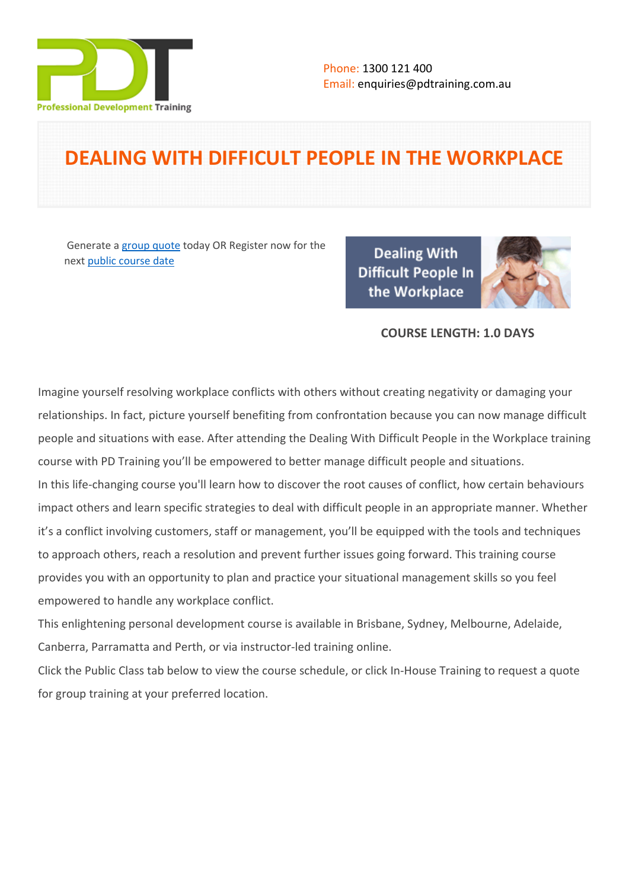Professional Development Training

Phone: 1300 121 400
Email: enquiries@pdtraining.com.au

# DEALING WITH DIFFICULT PEOPLE IN THE WORKPLACE

Generate a [group quote] today OR Register now for the next [public course date]

**COURSE LENGTH: 1.0 DAYS**

Imagine yourself resolving workplace conflicts with others without creating negativity or damaging your relationships. In fact, picture yourself benefiting from confrontation because you can now manage difficult people and situations with ease. After attending the Dealing With Difficult People in the Workplace training course with PD Training you'll be empowered to better manage difficult people and situations.

In this life-changing course you'll learn how to discover the root causes of conflict, how certain behaviours impact others and learn specific strategies to deal with difficult people in an appropriate manner. Whether it's a conflict involving customers, staff or management, you'll be equipped with the tools and techniques to approach others, reach a resolution and prevent further issues going forward. This training course provides you with an opportunity to plan and practice your situational management skills so you feel empowered to handle any workplace conflict.

This enlightening personal development course is available in Brisbane, Sydney, Melbourne, Adelaide, Canberra, Parramatta and Perth, or via instructor-led training online.

Click the Public Class tab below to view the course schedule, or click In-House Training to request a quote for group training at your preferred location.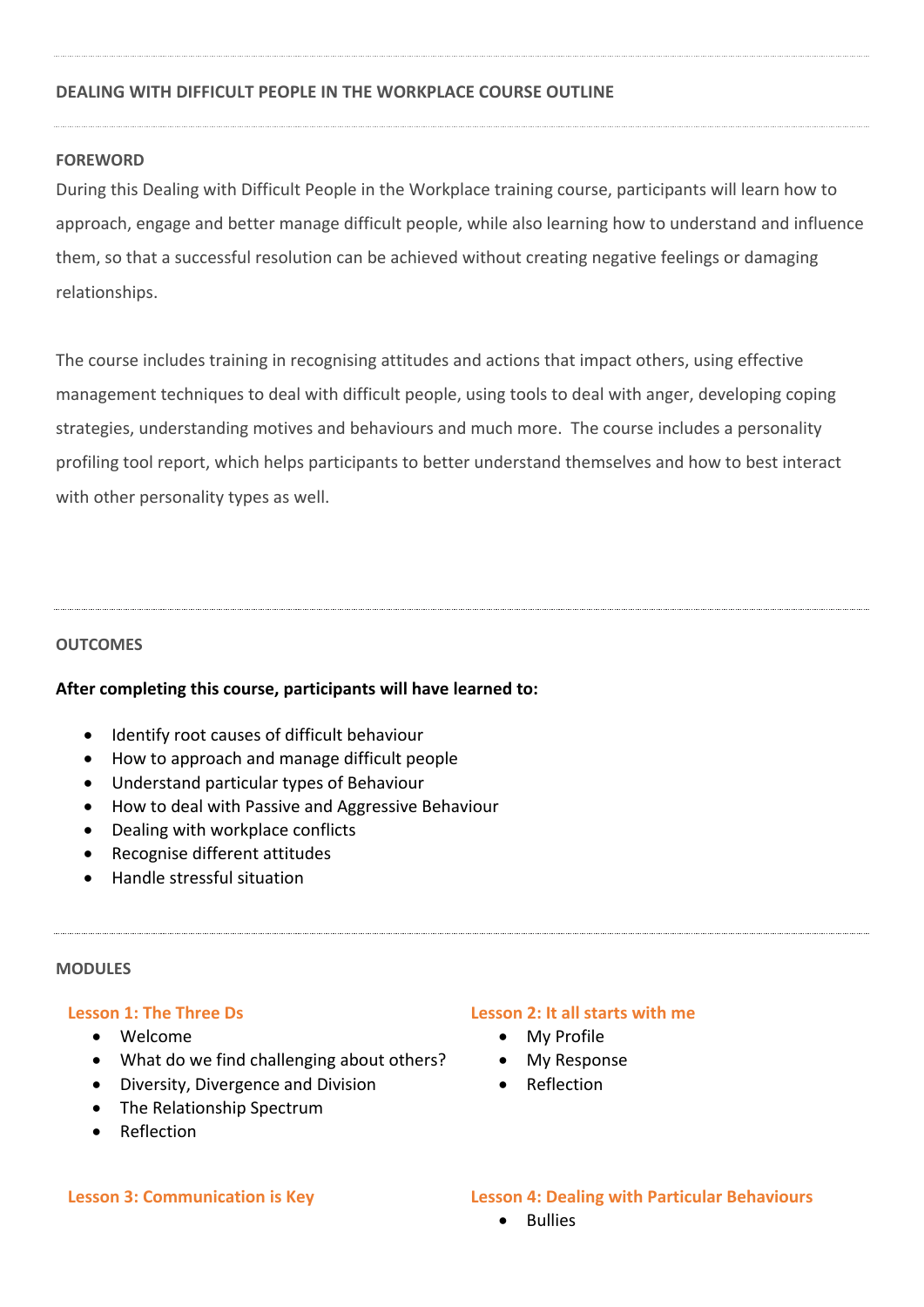## DEALING WITH DIFFICULT PEOPLE IN THE WORKPLACE COURSE OUTLINE

### FOREWORD

During this Dealing with Difficult People in the Workplace training course, participants will learn how to approach, engage and better manage difficult people, while also learning how to understand and influence them, so that a successful resolution can be achieved without creating negative feelings or damaging relationships.

The course includes training in recognising attitudes and actions that impact others, using effective management techniques to deal with difficult people, using tools to deal with anger, developing coping strategies, understanding motives and behaviours and much more. The course includes a personality profiling tool report, which helps participants to better understand themselves and how to best interact with other personality types as well.

### OUTCOMES

**After completing this course, participants will have learned to:**

- Identify root causes of difficult behaviour
- How to approach and manage difficult people
- Understand particular types of Behaviour
- How to deal with Passive and Aggressive Behaviour
- Dealing with workplace conflicts
- Recognise different attitudes
- Handle stressful situation

### MODULES

#### Lesson 1: The Three Ds

- Welcome
- What do we find challenging about others?
- Diversity, Divergence and Division
- The Relationship Spectrum
- Reflection

#### Lesson 2: It all starts with me

- My Profile
- My Response
- Reflection

#### Lesson 3: Communication is Key

#### Lesson 4: Dealing with Particular Behaviours

- Bullies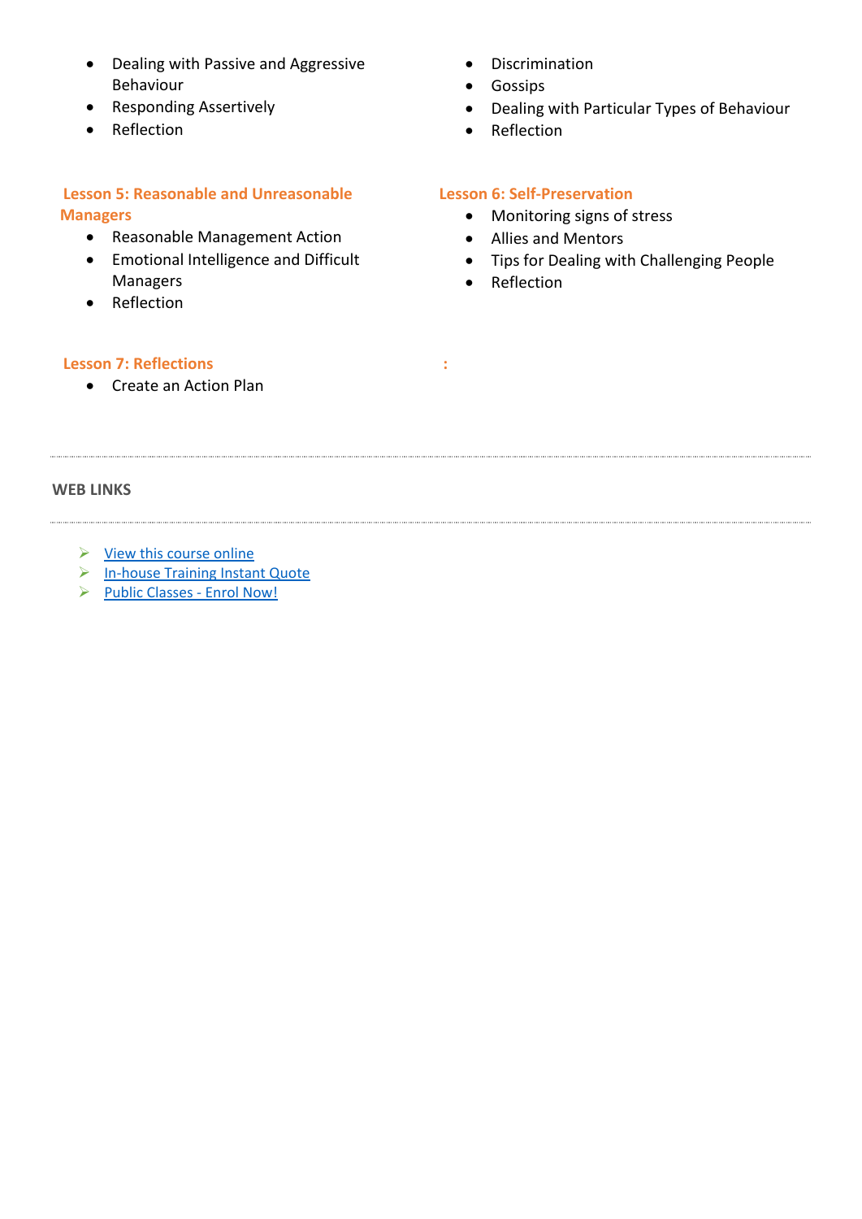- Dealing with Passive and Aggressive Behaviour
- Responding Assertively
- Reflection

- Discrimination
- Gossips
- Dealing with Particular Types of Behaviour
- Reflection

### Lesson 5: Reasonable and Unreasonable Managers

- Reasonable Management Action
- Emotional Intelligence and Difficult Managers
- Reflection

### Lesson 6: Self-Preservation

- Monitoring signs of stress
- Allies and Mentors
- Tips for Dealing with Challenging People
- Reflection

### Lesson 7: Reflections

- Create an Action Plan

:

---

**WEB LINKS**

---

- [View this course online]()
- [In-house Training Instant Quote]()
- [Public Classes - Enrol Now!]()